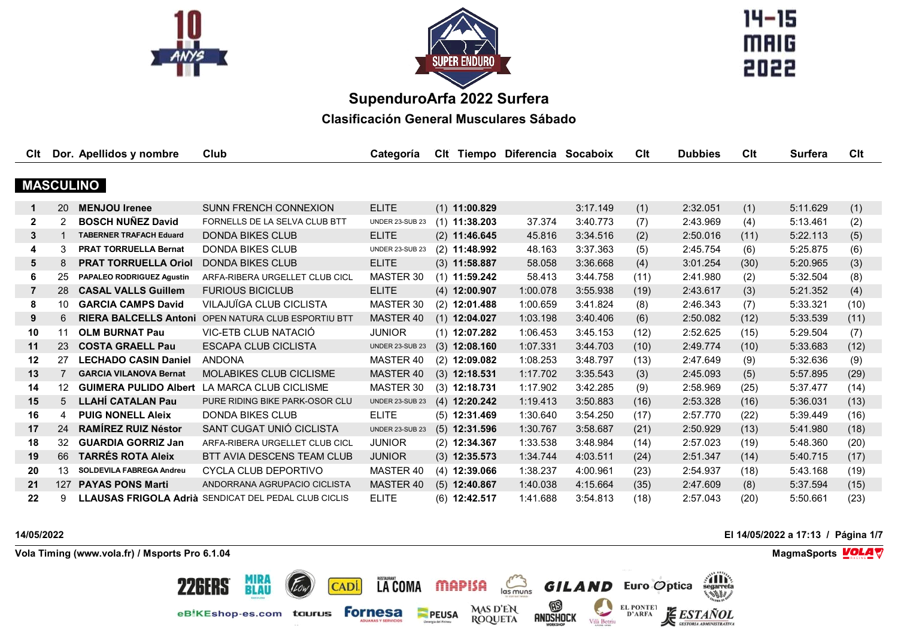# SupenduroArfa 2022 Surfera

## Clasificación General Musculares Sábado

14-15 MAIG 2022

### MASCULINO

| Clt | Dor. | Apellidos y nombre | Club | Categoría | Clt | Tiempo | Diferencia | Socaboix | Clt | Dubbies | Clt | Surfera | Clt |
|---|---|---|---|---|---|---|---|---|---|---|---|---|---|
| 1 | 20 | **MENJOU Irenee** | SUNN FRENCH CONNEXION | ELITE | (1) | **11:00.829** | | 3:17.149 | (1) | 2:32.051 | (1) | 5:11.629 | (1) |
| 2 | 2 | **BOSCH NUÑEZ David** | FORNELLS DE LA SELVA CLUB BTT | UNDER 23-SUB 23 | (1) | **11:38.203** | 37.374 | 3:40.773 | (7) | 2:43.969 | (4) | 5:13.461 | (2) |
| 3 | 1 | **TABERNER TRAFACH Eduard** | DONDA BIKES CLUB | ELITE | (2) | **11:46.645** | 45.816 | 3:34.516 | (2) | 2:50.016 | (11) | 5:22.113 | (5) |
| 4 | 3 | **PRAT TORRUELLA Bernat** | DONDA BIKES CLUB | UNDER 23-SUB 23 | (2) | **11:48.992** | 48.163 | 3:37.363 | (5) | 2:45.754 | (6) | 5:25.875 | (6) |
| 5 | 8 | **PRAT TORRUELLA Oriol** | DONDA BIKES CLUB | ELITE | (3) | **11:58.887** | 58.058 | 3:36.668 | (4) | 3:01.254 | (30) | 5:20.965 | (3) |
| 6 | 25 | **PAPALEO RODRIGUEZ Agustin** | ARFA-RIBERA URGELLET CLUB CICL | MASTER 30 | (1) | **11:59.242** | 58.413 | 3:44.758 | (11) | 2:41.980 | (2) | 5:32.504 | (8) |
| 7 | 28 | **CASAL VALLS Guillem** | FURIOUS BICICLUB | ELITE | (4) | **12:00.907** | 1:00.078 | 3:55.938 | (19) | 2:43.617 | (3) | 5:21.352 | (4) |
| 8 | 10 | **GARCIA CAMPS David** | VILAJUÏGA CLUB CICLISTA | MASTER 30 | (2) | **12:01.488** | 1:00.659 | 3:41.824 | (8) | 2:46.343 | (7) | 5:33.321 | (10) |
| 9 | 6 | **RIERA BALCELLS Antoni** | OPEN NATURA CLUB ESPORTIU BTT | MASTER 40 | (1) | **12:04.027** | 1:03.198 | 3:40.406 | (6) | 2:50.082 | (12) | 5:33.539 | (11) |
| 10 | 11 | **OLM BURNAT Pau** | VIC-ETB CLUB NATACIÓ | JUNIOR | (1) | **12:07.282** | 1:06.453 | 3:45.153 | (12) | 2:52.625 | (15) | 5:29.504 | (7) |
| 11 | 23 | **COSTA GRAELL Pau** | ESCAPA CLUB CICLISTA | UNDER 23-SUB 23 | (3) | **12:08.160** | 1:07.331 | 3:44.703 | (10) | 2:49.774 | (10) | 5:33.683 | (12) |
| 12 | 27 | **LECHADO CASIN Daniel** | ANDONA | MASTER 40 | (2) | **12:09.082** | 1:08.253 | 3:48.797 | (13) | 2:47.649 | (9) | 5:32.636 | (9) |
| 13 | 7 | **GARCIA VILANOVA Bernat** | MOLABIKES CLUB CICLISME | MASTER 40 | (3) | **12:18.531** | 1:17.702 | 3:35.543 | (3) | 2:45.093 | (5) | 5:57.895 | (29) |
| 14 | 12 | **GUIMERA PULIDO Albert** | LA MARCA CLUB CICLISME | MASTER 30 | (3) | **12:18.731** | 1:17.902 | 3:42.285 | (9) | 2:58.969 | (25) | 5:37.477 | (14) |
| 15 | 5 | **LLAHÍ CATALAN Pau** | PURE RIDING BIKE PARK-OSOR CLU | UNDER 23-SUB 23 | (4) | **12:20.242** | 1:19.413 | 3:50.883 | (16) | 2:53.328 | (16) | 5:36.031 | (13) |
| 16 | 4 | **PUIG NONELL Aleix** | DONDA BIKES CLUB | ELITE | (5) | **12:31.469** | 1:30.640 | 3:54.250 | (17) | 2:57.770 | (22) | 5:39.449 | (16) |
| 17 | 24 | **RAMÍREZ RUIZ Néstor** | SANT CUGAT UNIÓ CICLISTA | UNDER 23-SUB 23 | (5) | **12:31.596** | 1:30.767 | 3:58.687 | (21) | 2:50.929 | (13) | 5:41.980 | (18) |
| 18 | 32 | **GUARDIA GORRIZ Jan** | ARFA-RIBERA URGELLET CLUB CICL | JUNIOR | (2) | **12:34.367** | 1:33.538 | 3:48.984 | (14) | 2:57.023 | (19) | 5:48.360 | (20) |
| 19 | 66 | **TARRÉS ROTA Aleix** | BTT AVIA DESCENS TEAM CLUB | JUNIOR | (3) | **12:35.573** | 1:34.744 | 4:03.511 | (24) | 2:51.347 | (14) | 5:40.715 | (17) |
| 20 | 13 | **SOLDEVILA FABREGA Andreu** | CYCLA CLUB DEPORTIVO | MASTER 40 | (4) | **12:39.066** | 1:38.237 | 4:00.961 | (23) | 2:54.937 | (18) | 5:43.168 | (19) |
| 21 | 127 | **PAYAS PONS Marti** | ANDORRANA AGRUPACIO CICLISTA | MASTER 40 | (5) | **12:40.867** | 1:40.038 | 4:15.664 | (35) | 2:47.609 | (8) | 5:37.594 | (15) |
| 22 | 9 | **LLAUSAS FRIGOLA Adrià** | SENDICAT DEL PEDAL CLUB CICLIS | ELITE | (6) | **12:42.517** | 1:41.688 | 3:54.813 | (18) | 2:57.043 | (20) | 5:50.661 | (23) |

14/05/2022

El 14/05/2022 a 17:13

Vola Timing (www.vola.fr) / Msports Pro 6.1.04

MagmaSports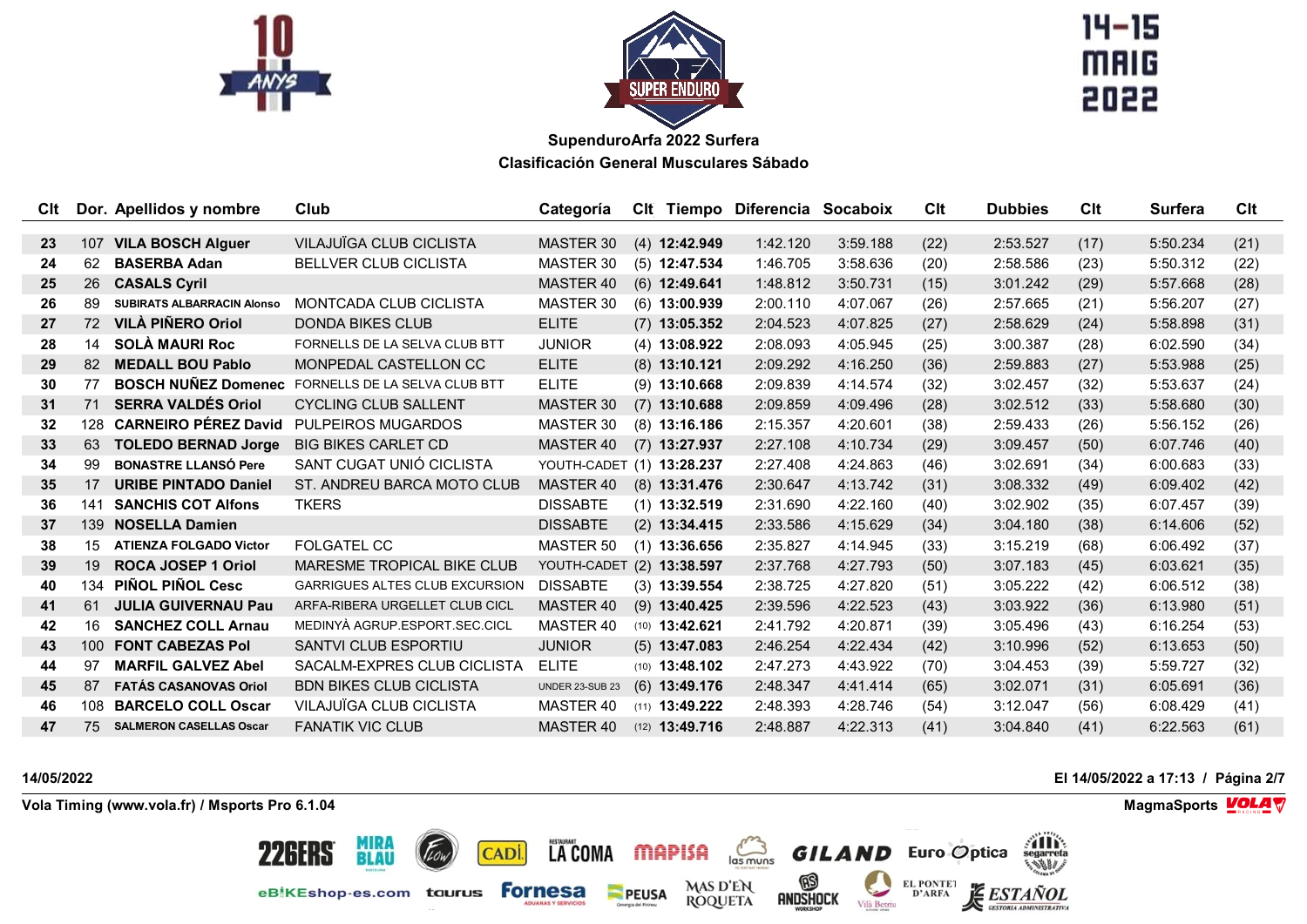**SupenduroArfa 2022 Surfera**

**Clasificación General Musculares Sábado**

| Clt | Dor. | Apellidos y nombre | Club | Categoría | Clt | Tiempo | Diferencia | Socaboix | Clt | Dubbies | Clt | Surfera | Clt |
|---|---|---|---|---|---|---|---|---|---|---|---|---|---|
| 23 | 107 | **VILA BOSCH Alguer** | VILAJUÏGA CLUB CICLISTA | MASTER 30 | (4) | **12:42.949** | 1:42.120 | 3:59.188 | (22) | 2:53.527 | (17) | 5:50.234 | (21) |
| 24 | 62 | **BASERBA Adan** | BELLVER CLUB CICLISTA | MASTER 30 | (5) | **12:47.534** | 1:46.705 | 3:58.636 | (20) | 2:58.586 | (23) | 5:50.312 | (22) |
| 25 | 26 | **CASALS Cyril** | | MASTER 40 | (6) | **12:49.641** | 1:48.812 | 3:50.731 | (15) | 3:01.242 | (29) | 5:57.668 | (28) |
| 26 | 89 | **SUBIRATS ALBARRACIN Alonso** | MONTCADA CLUB CICLISTA | MASTER 30 | (6) | **13:00.939** | 2:00.110 | 4:07.067 | (26) | 2:57.665 | (21) | 5:56.207 | (27) |
| 27 | 72 | **VILÀ PIÑERO Oriol** | DONDA BIKES CLUB | ELITE | (7) | **13:05.352** | 2:04.523 | 4:07.825 | (27) | 2:58.629 | (24) | 5:58.898 | (31) |
| 28 | 14 | **SOLÀ MAURI Roc** | FORNELLS DE LA SELVA CLUB BTT | JUNIOR | (4) | **13:08.922** | 2:08.093 | 4:05.945 | (25) | 3:00.387 | (28) | 6:02.590 | (34) |
| 29 | 82 | **MEDALL BOU Pablo** | MONPEDAL CASTELLON CC | ELITE | (8) | **13:10.121** | 2:09.292 | 4:16.250 | (36) | 2:59.883 | (27) | 5:53.988 | (25) |
| 30 | 77 | **BOSCH NUÑEZ Domenec** | FORNELLS DE LA SELVA CLUB BTT | ELITE | (9) | **13:10.668** | 2:09.839 | 4:14.574 | (32) | 3:02.457 | (32) | 5:53.637 | (24) |
| 31 | 71 | **SERRA VALDÉS Oriol** | CYCLING CLUB SALLENT | MASTER 30 | (7) | **13:10.688** | 2:09.859 | 4:09.496 | (28) | 3:02.512 | (33) | 5:58.680 | (30) |
| 32 | 128 | **CARNEIRO PÉREZ David** | PULPEIROS MUGARDOS | MASTER 30 | (8) | **13:16.186** | 2:15.357 | 4:20.601 | (38) | 2:59.433 | (26) | 5:56.152 | (26) |
| 33 | 63 | **TOLEDO BERNAD Jorge** | BIG BIKES CARLET CD | MASTER 40 | (7) | **13:27.937** | 2:27.108 | 4:10.734 | (29) | 3:09.457 | (50) | 6:07.746 | (40) |
| 34 | 99 | **BONASTRE LLANSÓ Pere** | SANT CUGAT UNIÓ CICLISTA | YOUTH-CADET | (1) | **13:28.237** | 2:27.408 | 4:24.863 | (46) | 3:02.691 | (34) | 6:00.683 | (33) |
| 35 | 17 | **URIBE PINTADO Daniel** | ST. ANDREU BARCA MOTO CLUB | MASTER 40 | (8) | **13:31.476** | 2:30.647 | 4:13.742 | (31) | 3:08.332 | (49) | 6:09.402 | (42) |
| 36 | 141 | **SANCHIS COT Alfons** | TKERS | DISSABTE | (1) | **13:32.519** | 2:31.690 | 4:22.160 | (40) | 3:02.902 | (35) | 6:07.457 | (39) |
| 37 | 139 | **NOSELLA Damien** | | DISSABTE | (2) | **13:34.415** | 2:33.586 | 4:15.629 | (34) | 3:04.180 | (38) | 6:14.606 | (52) |
| 38 | 15 | **ATIENZA FOLGADO Victor** | FOLGATEL CC | MASTER 50 | (1) | **13:36.656** | 2:35.827 | 4:14.945 | (33) | 3:15.219 | (68) | 6:06.492 | (37) |
| 39 | 19 | **ROCA JOSEP 1 Oriol** | MARESME TROPICAL BIKE CLUB | YOUTH-CADET | (2) | **13:38.597** | 2:37.768 | 4:27.793 | (50) | 3:07.183 | (45) | 6:03.621 | (35) |
| 40 | 134 | **PIÑOL PIÑOL Cesc** | GARRIGUES ALTES CLUB EXCURSION | DISSABTE | (3) | **13:39.554** | 2:38.725 | 4:27.820 | (51) | 3:05.222 | (42) | 6:06.512 | (38) |
| 41 | 61 | **JULIA GUIVERNAU Pau** | ARFA-RIBERA URGELLET CLUB CICL | MASTER 40 | (9) | **13:40.425** | 2:39.596 | 4:22.523 | (43) | 3:03.922 | (36) | 6:13.980 | (51) |
| 42 | 16 | **SANCHEZ COLL Arnau** | MEDINYÀ AGRUP.ESPORT.SEC.CICL | MASTER 40 | (10) | **13:42.621** | 2:41.792 | 4:20.871 | (39) | 3:05.496 | (43) | 6:16.254 | (53) |
| 43 | 100 | **FONT CABEZAS Pol** | SANTVI CLUB ESPORTIU | JUNIOR | (5) | **13:47.083** | 2:46.254 | 4:22.434 | (42) | 3:10.996 | (52) | 6:13.653 | (50) |
| 44 | 97 | **MARFIL GALVEZ Abel** | SACALM-EXPRES CLUB CICLISTA | ELITE | (10) | **13:48.102** | 2:47.273 | 4:43.922 | (70) | 3:04.453 | (39) | 5:59.727 | (32) |
| 45 | 87 | **FATÁS CASANOVAS Oriol** | BDN BIKES CLUB CICLISTA | UNDER 23-SUB 23 | (6) | **13:49.176** | 2:48.347 | 4:41.414 | (65) | 3:02.071 | (31) | 6:05.691 | (36) |
| 46 | 108 | **BARCELO COLL Oscar** | VILAJUÏGA CLUB CICLISTA | MASTER 40 | (11) | **13:49.222** | 2:48.393 | 4:28.746 | (54) | 3:12.047 | (56) | 6:08.429 | (41) |
| 47 | 75 | **SALMERON CASELLAS Oscar** | FANATIK VIC CLUB | MASTER 40 | (12) | **13:49.716** | 2:48.887 | 4:22.313 | (41) | 3:04.840 | (41) | 6:22.563 | (61) |

14/05/2022

El 14/05/2022 a 17:13

Vola Timing (www.vola.fr) / Msports Pro 6.1.04

MagmaSports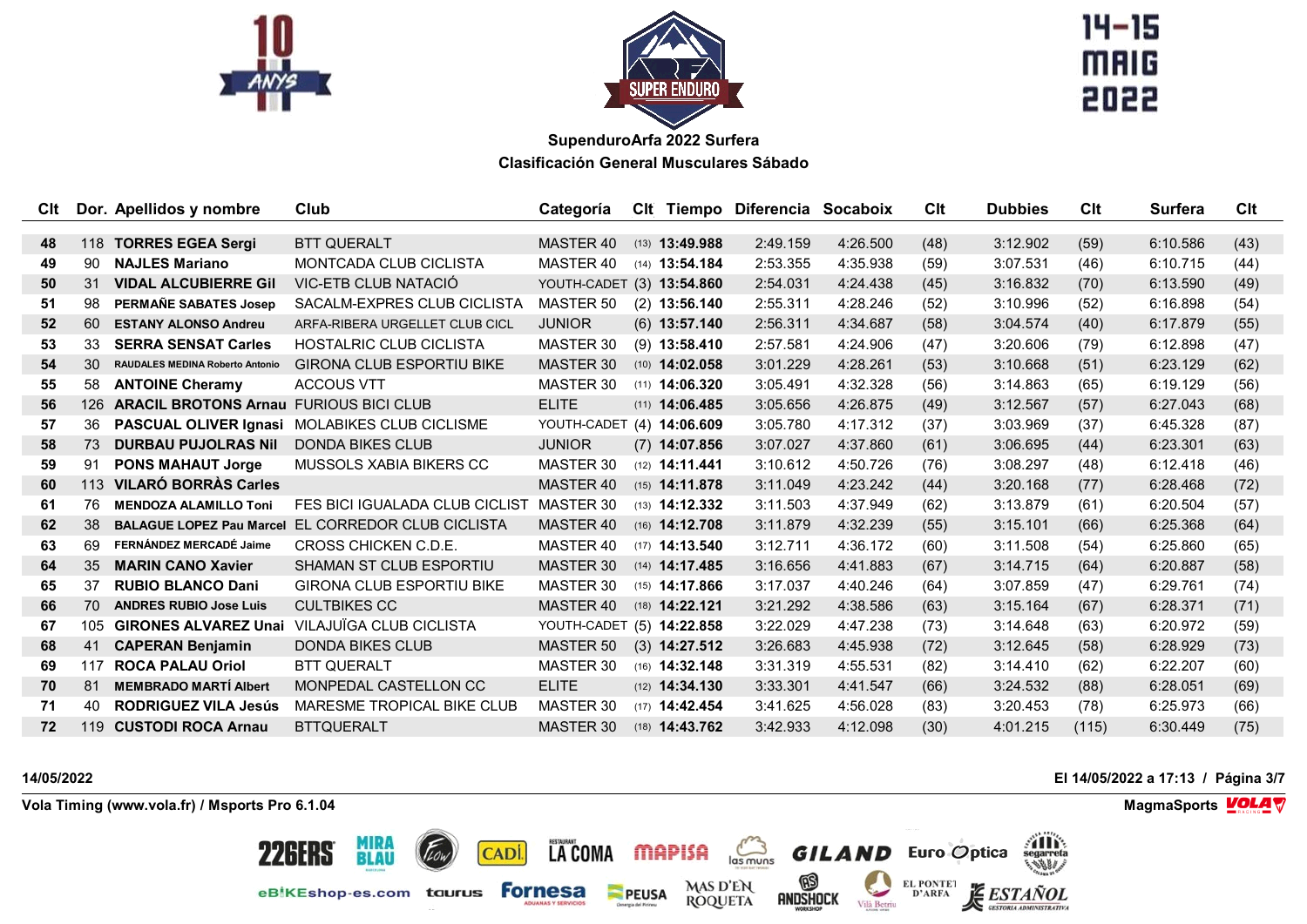**SupendurоArfa 2022 Surfera**
**Clasificación General Musculares Sábado**

| Clt | Dor. | Apellidos y nombre | Club | Categoría | Clt | Tiempo | Diferencia | Socaboix | Clt | Dubbies | Clt | Surfera | Clt |
|---|---|---|---|---|---|---|---|---|---|---|---|---|---|
| **48** | 118 | **TORRES EGEA Sergi** | BTT QUERALT | MASTER 40 | (13) | **13:49.988** | 2:49.159 | 4:26.500 | (48) | 3:12.902 | (59) | 6:10.586 | (43) |
| **49** | 90 | **NAJLES Mariano** | MONTCADA CLUB CICLISTA | MASTER 40 | (14) | **13:54.184** | 2:53.355 | 4:35.938 | (59) | 3:07.531 | (46) | 6:10.715 | (44) |
| **50** | 31 | **VIDAL ALCUBIERRE Gil** | VIC-ETB CLUB NATACIÓ | YOUTH-CADET | (3) | **13:54.860** | 2:54.031 | 4:24.438 | (45) | 3:16.832 | (70) | 6:13.590 | (49) |
| **51** | 98 | **PERMAÑE SABATES Josep** | SACALM-EXPRES CLUB CICLISTA | MASTER 50 | (2) | **13:56.140** | 2:55.311 | 4:28.246 | (52) | 3:10.996 | (52) | 6:16.898 | (54) |
| **52** | 60 | **ESTANY ALONSO Andreu** | ARFA-RIBERA URGELLET CLUB CICL | JUNIOR | (6) | **13:57.140** | 2:56.311 | 4:34.687 | (58) | 3:04.574 | (40) | 6:17.879 | (55) |
| **53** | 33 | **SERRA SENSAT Carles** | HOSTALRIC CLUB CICLISTA | MASTER 30 | (9) | **13:58.410** | 2:57.581 | 4:24.906 | (47) | 3:20.606 | (79) | 6:12.898 | (47) |
| **54** | 30 | **RAUDALES MEDINA Roberto Antonio** | GIRONA CLUB ESPORTIU BIKE | MASTER 30 | (10) | **14:02.058** | 3:01.229 | 4:28.261 | (53) | 3:10.668 | (51) | 6:23.129 | (62) |
| **55** | 58 | **ANTOINE Cheramy** | ACCOUS VTT | MASTER 30 | (11) | **14:06.320** | 3:05.491 | 4:32.328 | (56) | 3:14.863 | (65) | 6:19.129 | (56) |
| **56** | 126 | **ARACIL BROTONS Arnau** | FURIOUS BICI CLUB | ELITE | (11) | **14:06.485** | 3:05.656 | 4:26.875 | (49) | 3:12.567 | (57) | 6:27.043 | (68) |
| **57** | 36 | **PASCUAL OLIVER Ignasi** | MOLABIKES CLUB CICLISME | YOUTH-CADET | (4) | **14:06.609** | 3:05.780 | 4:17.312 | (37) | 3:03.969 | (37) | 6:45.328 | (87) |
| **58** | 73 | **DURBAU PUJOLRAS Nil** | DONDA BIKES CLUB | JUNIOR | (7) | **14:07.856** | 3:07.027 | 4:37.860 | (61) | 3:06.695 | (44) | 6:23.301 | (63) |
| **59** | 91 | **PONS MAHAUT Jorge** | MUSSOLS XABIA BIKERS CC | MASTER 30 | (12) | **14:11.441** | 3:10.612 | 4:50.726 | (76) | 3:08.297 | (48) | 6:12.418 | (46) |
| **60** | 113 | **VILARÓ BORRÀS Carles** | | MASTER 40 | (15) | **14:11.878** | 3:11.049 | 4:23.242 | (44) | 3:20.168 | (77) | 6:28.468 | (72) |
| **61** | 76 | **MENDOZA ALAMILLO Toni** | FES BICI IGUALADA CLUB CICLIST | MASTER 30 | (13) | **14:12.332** | 3:11.503 | 4:37.949 | (62) | 3:13.879 | (61) | 6:20.504 | (57) |
| **62** | 38 | **BALAGUE LOPEZ Pau Marcel** | EL CORREDOR CLUB CICLISTA | MASTER 40 | (16) | **14:12.708** | 3:11.879 | 4:32.239 | (55) | 3:15.101 | (66) | 6:25.368 | (64) |
| **63** | 69 | **FERNÁNDEZ MERCADÉ Jaime** | CROSS CHICKEN C.D.E. | MASTER 40 | (17) | **14:13.540** | 3:12.711 | 4:36.172 | (60) | 3:11.508 | (54) | 6:25.860 | (65) |
| **64** | 35 | **MARIN CANO Xavier** | SHAMAN ST CLUB ESPORTIU | MASTER 30 | (14) | **14:17.485** | 3:16.656 | 4:41.883 | (67) | 3:14.715 | (64) | 6:20.887 | (58) |
| **65** | 37 | **RUBIO BLANCO Dani** | GIRONA CLUB ESPORTIU BIKE | MASTER 30 | (15) | **14:17.866** | 3:17.037 | 4:40.246 | (64) | 3:07.859 | (47) | 6:29.761 | (74) |
| **66** | 70 | **ANDRES RUBIO Jose Luis** | CULTBIKES CC | MASTER 40 | (18) | **14:22.121** | 3:21.292 | 4:38.586 | (63) | 3:15.164 | (67) | 6:28.371 | (71) |
| **67** | 105 | **GIRONES ALVAREZ Unai** | VILAJUÏGA CLUB CICLISTA | YOUTH-CADET | (5) | **14:22.858** | 3:22.029 | 4:47.238 | (73) | 3:14.648 | (63) | 6:20.972 | (59) |
| **68** | 41 | **CAPERAN Benjamin** | DONDA BIKES CLUB | MASTER 50 | (3) | **14:27.512** | 3:26.683 | 4:45.938 | (72) | 3:12.645 | (58) | 6:28.929 | (73) |
| **69** | 117 | **ROCA PALAU Oriol** | BTT QUERALT | MASTER 30 | (16) | **14:32.148** | 3:31.319 | 4:55.531 | (82) | 3:14.410 | (62) | 6:22.207 | (60) |
| **70** | 81 | **MEMBRADO MARTÍ Albert** | MONPEDAL CASTELLON CC | ELITE | (12) | **14:34.130** | 3:33.301 | 4:41.547 | (66) | 3:24.532 | (88) | 6:28.051 | (69) |
| **71** | 40 | **RODRIGUEZ VILA Jesús** | MARESME TROPICAL BIKE CLUB | MASTER 30 | (17) | **14:42.454** | 3:41.625 | 4:56.028 | (83) | 3:20.453 | (78) | 6:25.973 | (66) |
| **72** | 119 | **CUSTODI ROCA Arnau** | BTTQUERALT | MASTER 30 | (18) | **14:43.762** | 3:42.933 | 4:12.098 | (30) | 4:01.215 | (115) | 6:30.449 | (75) |

**14/05/2022** — **El 14/05/2022 a 17:13**

**Vola Timing (www.vola.fr) / Msports Pro 6.1.04** — **MagmaSports**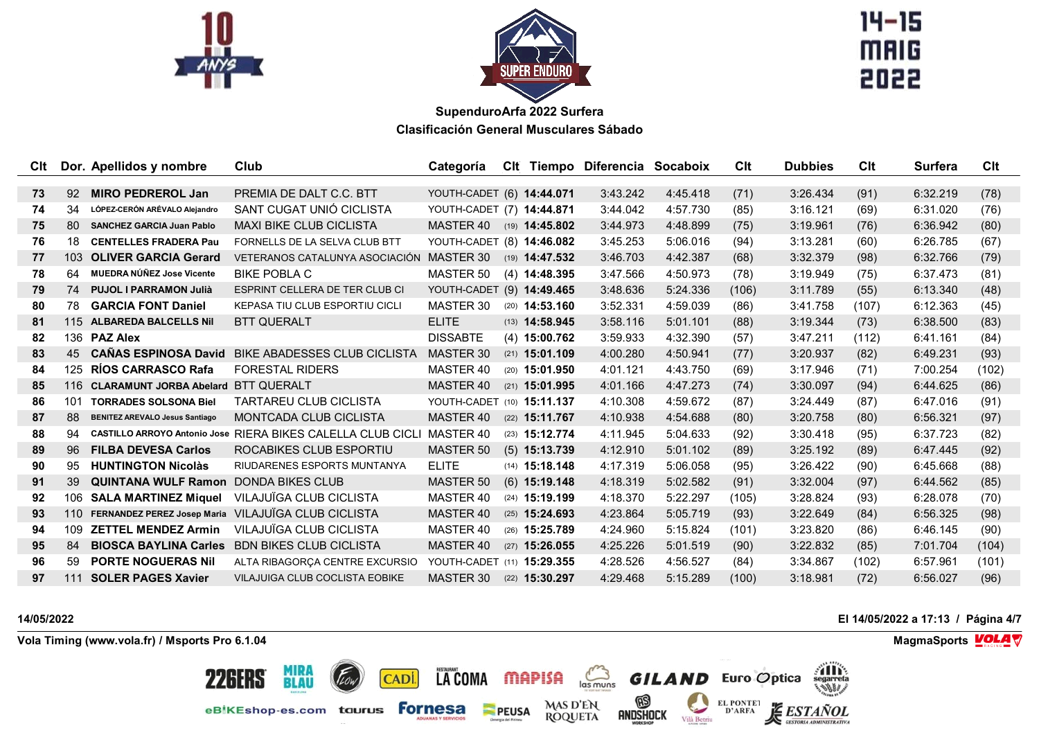**SupendurorArfa 2022 Surfera**

**Clasificación General Musculares Sábado**

| Clt | Dor. | Apellidos y nombre | Club | Categoría | Clt | Tiempo | Diferencia | Socaboix | Clt | Dubbies | Clt | Surfera | Clt |
|---|---|---|---|---|---|---|---|---|---|---|---|---|---|
| **73** | 92 | **MIRO PEDREROL Jan** | PREMIA DE DALT C.C. BTT | YOUTH-CADET | (6) | **14:44.071** | 3:43.242 | 4:45.418 | (71) | 3:26.434 | (91) | 6:32.219 | (78) |
| **74** | 34 | **LÓPEZ-CERÓN ARÉVALO Alejandro** | SANT CUGAT UNIÓ CICLISTA | YOUTH-CADET | (7) | **14:44.871** | 3:44.042 | 4:57.730 | (85) | 3:16.121 | (69) | 6:31.020 | (76) |
| **75** | 80 | **SANCHEZ GARCIA Juan Pablo** | MAXI BIKE CLUB CICLISTA | MASTER 40 | (19) | **14:45.802** | 3:44.973 | 4:48.899 | (75) | 3:19.961 | (76) | 6:36.942 | (80) |
| **76** | 18 | **CENTELLES FRADERA Pau** | FORNELLS DE LA SELVA CLUB BTT | YOUTH-CADET | (8) | **14:46.082** | 3:45.253 | 5:06.016 | (94) | 3:13.281 | (60) | 6:26.785 | (67) |
| **77** | 103 | **OLIVER GARCIA Gerard** | VETERANOS CATALUNYA ASOCIACIÓN | MASTER 30 | (19) | **14:47.532** | 3:46.703 | 4:42.387 | (68) | 3:32.379 | (98) | 6:32.766 | (79) |
| **78** | 64 | **MUEDRA NÚÑEZ Jose Vicente** | BIKE POBLA C | MASTER 50 | (4) | **14:48.395** | 3:47.566 | 4:50.973 | (78) | 3:19.949 | (75) | 6:37.473 | (81) |
| **79** | 74 | **PUJOL I PARRAMON Julià** | ESPRINT CELLERA DE TER CLUB CI | YOUTH-CADET | (9) | **14:49.465** | 3:48.636 | 5:24.336 | (106) | 3:11.789 | (55) | 6:13.340 | (48) |
| **80** | 78 | **GARCIA FONT Daniel** | KEPASA TIU CLUB ESPORTIU CICLI | MASTER 30 | (20) | **14:53.160** | 3:52.331 | 4:59.039 | (86) | 3:41.758 | (107) | 6:12.363 | (45) |
| **81** | 115 | **ALBAREDA BALCELLS Nil** | BTT QUERALT | ELITE | (13) | **14:58.945** | 3:58.116 | 5:01.101 | (88) | 3:19.344 | (73) | 6:38.500 | (83) |
| **82** | 136 | **PAZ Alex** | | DISSABTE | (4) | **15:00.762** | 3:59.933 | 4:32.390 | (57) | 3:47.211 | (112) | 6:41.161 | (84) |
| **83** | 45 | **CAÑAS ESPINOSA David** | BIKE ABADESSES CLUB CICLISTA | MASTER 30 | (21) | **15:01.109** | 4:00.280 | 4:50.941 | (77) | 3:20.937 | (82) | 6:49.231 | (93) |
| **84** | 125 | **RÍOS CARRASCO Rafa** | FORESTAL RIDERS | MASTER 40 | (20) | **15:01.950** | 4:01.121 | 4:43.750 | (69) | 3:17.946 | (71) | 7:00.254 | (102) |
| **85** | 116 | **CLARAMUNT JORBA Abelard** | BTT QUERALT | MASTER 40 | (21) | **15:01.995** | 4:01.166 | 4:47.273 | (74) | 3:30.097 | (94) | 6:44.625 | (86) |
| **86** | 101 | **TORRADES SOLSONA Biel** | TARTAREU CLUB CICLISTA | YOUTH-CADET | (10) | **15:11.137** | 4:10.308 | 4:59.672 | (87) | 3:24.449 | (87) | 6:47.016 | (91) |
| **87** | 88 | **BENITEZ AREVALO Jesus Santiago** | MONTCADA CLUB CICLISTA | MASTER 40 | (22) | **15:11.767** | 4:10.938 | 4:54.688 | (80) | 3:20.758 | (80) | 6:56.321 | (97) |
| **88** | 94 | **CASTILLO ARROYO Antonio Jose** | RIERA BIKES CALELLA CLUB CICLI | MASTER 40 | (23) | **15:12.774** | 4:11.945 | 5:04.633 | (92) | 3:30.418 | (95) | 6:37.723 | (82) |
| **89** | 96 | **FILBA DEVESA Carlos** | ROCABIKES CLUB ESPORTIU | MASTER 50 | (5) | **15:13.739** | 4:12.910 | 5:01.102 | (89) | 3:25.192 | (89) | 6:47.445 | (92) |
| **90** | 95 | **HUNTINGTON Nicolàs** | RIUDARENES ESPORTS MUNTANYA | ELITE | (14) | **15:18.148** | 4:17.319 | 5:06.058 | (95) | 3:26.422 | (90) | 6:45.668 | (88) |
| **91** | 39 | **QUINTANA WULF Ramon** | DONDA BIKES CLUB | MASTER 50 | (6) | **15:19.148** | 4:18.319 | 5:02.582 | (91) | 3:32.004 | (97) | 6:44.562 | (85) |
| **92** | 106 | **SALA MARTINEZ Miquel** | VILAJUÏGA CLUB CICLISTA | MASTER 40 | (24) | **15:19.199** | 4:18.370 | 5:22.297 | (105) | 3:28.824 | (93) | 6:28.078 | (70) |
| **93** | 110 | **FERNANDEZ PEREZ Josep Maria** | VILAJUÏGA CLUB CICLISTA | MASTER 40 | (25) | **15:24.693** | 4:23.864 | 5:05.719 | (93) | 3:22.649 | (84) | 6:56.325 | (98) |
| **94** | 109 | **ZETTEL MENDEZ Armin** | VILAJUÏGA CLUB CICLISTA | MASTER 40 | (26) | **15:25.789** | 4:24.960 | 5:15.824 | (101) | 3:23.820 | (86) | 6:46.145 | (90) |
| **95** | 84 | **BIOSCA BAYLINA Carles** | BDN BIKES CLUB CICLISTA | MASTER 40 | (27) | **15:26.055** | 4:25.226 | 5:01.519 | (90) | 3:22.832 | (85) | 7:01.704 | (104) |
| **96** | 59 | **PORTE NOGUERAS Nil** | ALTA RIBAGORÇA CENTRE EXCURSIO | YOUTH-CADET | (11) | **15:29.355** | 4:28.526 | 4:56.527 | (84) | 3:34.867 | (102) | 6:57.961 | (101) |
| **97** | 111 | **SOLER PAGES Xavier** | VILAJUIGA CLUB COCLISTA EOBIKE | MASTER 30 | (22) | **15:30.297** | 4:29.468 | 5:15.289 | (100) | 3:18.981 | (72) | 6:56.027 | (96) |

14/05/2022 — El 14/05/2022 a 17:13

Vola Timing (www.vola.fr) / Msports Pro 6.1.04 — MagmaSports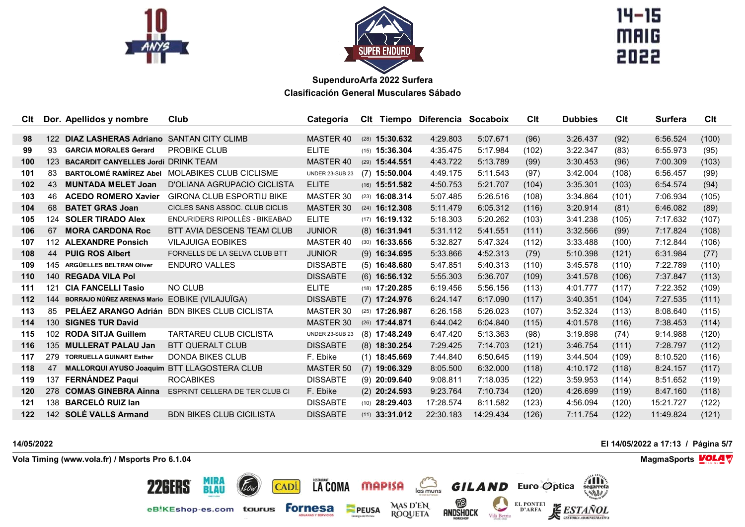**SupenduroArfa 2022 Surfera**

**Clasificación General Musculares Sábado**

| Clt | Dor. | Apellidos y nombre | Club | Categoría | Clt | Tiempo | Diferencia | Socaboix | Clt | Dubbies | Clt | Surfera | Clt |
|---|---|---|---|---|---|---|---|---|---|---|---|---|---|
| 98 | 122 | DIAZ LASHERAS Adriano | SANTAN CITY CLIMB | MASTER 40 | (28) | 15:30.632 | 4:29.803 | 5:07.671 | (96) | 3:26.437 | (92) | 6:56.524 | (100) |
| 99 | 93 | GARCIA MORALES Gerard | PROBIKE CLUB | ELITE | (15) | 15:36.304 | 4:35.475 | 5:17.984 | (102) | 3:22.347 | (83) | 6:55.973 | (95) |
| 100 | 123 | BACARDIT CANYELLES Jordi | DRINK TEAM | MASTER 40 | (29) | 15:44.551 | 4:43.722 | 5:13.789 | (99) | 3:30.453 | (96) | 7:00.309 | (103) |
| 101 | 83 | BARTOLOMÉ RAMÍREZ Abel | MOLABIKES CLUB CICLISME | UNDER 23-SUB 23 | (7) | 15:50.004 | 4:49.175 | 5:11.543 | (97) | 3:42.004 | (108) | 6:56.457 | (99) |
| 102 | 43 | MUNTADA MELET Joan | D'OLIANA AGRUPACIO CICLISTA | ELITE | (16) | 15:51.582 | 4:50.753 | 5:21.707 | (104) | 3:35.301 | (103) | 6:54.574 | (94) |
| 103 | 46 | ACEDO ROMERO Xavier | GIRONA CLUB ESPORTIU BIKE | MASTER 30 | (23) | 16:08.314 | 5:07.485 | 5:26.516 | (108) | 3:34.864 | (101) | 7:06.934 | (105) |
| 104 | 68 | BATET GRAS Joan | CICLES SANS ASSOC. CLUB CICLIS | MASTER 30 | (24) | 16:12.308 | 5:11.479 | 6:05.312 | (116) | 3:20.914 | (81) | 6:46.082 | (89) |
| 105 | 124 | SOLER TIRADO Alex | ENDURIDERS RIPOLLÈS - BIKEABAD | ELITE | (17) | 16:19.132 | 5:18.303 | 5:20.262 | (103) | 3:41.238 | (105) | 7:17.632 | (107) |
| 106 | 67 | MORA CARDONA Roc | BTT AVIA DESCENS TEAM CLUB | JUNIOR | (8) | 16:31.941 | 5:31.112 | 5:41.551 | (111) | 3:32.566 | (99) | 7:17.824 | (108) |
| 107 | 112 | ALEXANDRE Ponsich | VILAJUIGA EOBIKES | MASTER 40 | (30) | 16:33.656 | 5:32.827 | 5:47.324 | (112) | 3:33.488 | (100) | 7:12.844 | (106) |
| 108 | 44 | PUIG ROS Albert | FORNELLS DE LA SELVA CLUB BTT | JUNIOR | (9) | 16:34.695 | 5:33.866 | 4:52.313 | (79) | 5:10.398 | (121) | 6:31.984 | (77) |
| 109 | 145 | ARGÜELLES BELTRAN Oliver | ENDURO VALLES | DISSABTE | (5) | 16:48.680 | 5:47.851 | 5:40.313 | (110) | 3:45.578 | (110) | 7:22.789 | (110) |
| 110 | 140 | REGADA VILA Pol | | DISSABTE | (6) | 16:56.132 | 5:55.303 | 5:36.707 | (109) | 3:41.578 | (106) | 7:37.847 | (113) |
| 111 | 121 | CIA FANCELLI Tasio | NO CLUB | ELITE | (18) | 17:20.285 | 6:19.456 | 5:56.156 | (113) | 4:01.777 | (117) | 7:22.352 | (109) |
| 112 | 144 | BORRAJO NÚÑEZ ARENAS Mario | EOBIKE (VILAJUÏGA) | DISSABTE | (7) | 17:24.976 | 6:24.147 | 6:17.090 | (117) | 3:40.351 | (104) | 7:27.535 | (111) |
| 113 | 85 | PELÁEZ ARANGO Adrián | BDN BIKES CLUB CICLISTA | MASTER 30 | (25) | 17:26.987 | 6:26.158 | 5:26.023 | (107) | 3:52.324 | (113) | 8:08.640 | (115) |
| 114 | 130 | SIGNES TUR David | | MASTER 30 | (26) | 17:44.871 | 6:44.042 | 6:04.840 | (115) | 4:01.578 | (116) | 7:38.453 | (114) |
| 115 | 102 | RODA SITJA Guillem | TARTAREU CLUB CICLISTA | UNDER 23-SUB 23 | (8) | 17:48.249 | 6:47.420 | 5:13.363 | (98) | 3:19.898 | (74) | 9:14.988 | (120) |
| 116 | 135 | MULLERAT PALAU Jan | BTT QUERALT CLUB | DISSABTE | (8) | 18:30.254 | 7:29.425 | 7:14.703 | (121) | 3:46.754 | (111) | 7:28.797 | (112) |
| 117 | 279 | TORRUELLA GUINART Esther | DONDA BIKES CLUB | F. Ebike | (1) | 18:45.669 | 7:44.840 | 6:50.645 | (119) | 3:44.504 | (109) | 8:10.520 | (116) |
| 118 | 47 | MALLORQUI AYUSO Joaquim | BTT LLAGOSTERA CLUB | MASTER 50 | (7) | 19:06.329 | 8:05.500 | 6:32.000 | (118) | 4:10.172 | (118) | 8:24.157 | (117) |
| 119 | 137 | FERNÁNDEZ Paqui | ROCABIKES | DISSABTE | (9) | 20:09.640 | 9:08.811 | 7:18.035 | (122) | 3:59.953 | (114) | 8:51.652 | (119) |
| 120 | 278 | COMAS GINEBRA Ainna | ESPRINT CELLERA DE TER CLUB CI | F. Ebike | (2) | 20:24.593 | 9:23.764 | 7:10.734 | (120) | 4:26.699 | (119) | 8:47.160 | (118) |
| 121 | 138 | BARCELÓ RUIZ Ian | | DISSABTE | (10) | 28:29.403 | 17:28.574 | 8:11.582 | (123) | 4:56.094 | (120) | 15:21.727 | (122) |
| 122 | 142 | SOLÉ VALLS Armand | BDN BIKES CLUB CICILISTA | DISSABTE | (11) | 33:31.012 | 22:30.183 | 14:29.434 | (126) | 7:11.754 | (122) | 11:49.824 | (121) |

14/05/2022

El 14/05/2022 a 17:13 / Página 5/7

Vola Timing (www.vola.fr) / Msports Pro 6.1.04

MagmaSports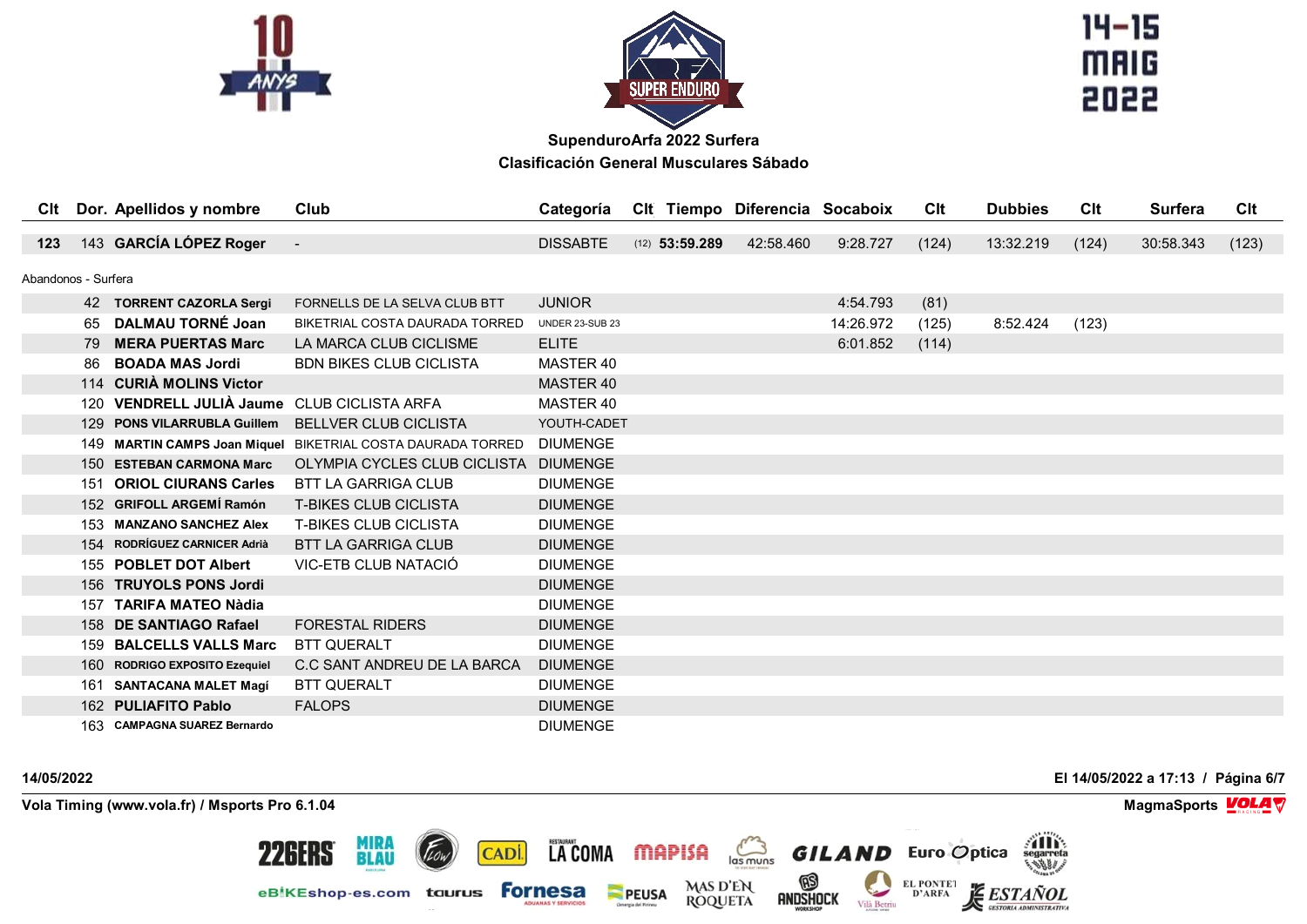## SupenduroArfa 2022 Surfera

## Clasificación General Musculares Sábado

14-15 MAIG 2022

| Clt | Dor. | Apellidos y nombre | Club | Categoría | Clt | Tiempo | Diferencia | Socaboix | Clt | Dubbies | Clt | Surfera | Clt |
|---|---|---|---|---|---|---|---|---|---|---|---|---|---|
| 123 | 143 | **GARCÍA LÓPEZ Roger** | - | DISSABTE | (12) | **53:59.289** | 42:58.460 | 9:28.727 | (124) | 13:32.219 | (124) | 30:58.343 | (123) |

Abandonos - Surfera

| Clt | Dor. | Apellidos y nombre | Club | Categoría | Clt | Tiempo | Diferencia | Socaboix | Clt | Dubbies | Clt | Surfera | Clt |
|---|---|---|---|---|---|---|---|---|---|---|---|---|---|
| | 42 | **TORRENT CAZORLA Sergi** | FORNELLS DE LA SELVA CLUB BTT | JUNIOR | | | | 4:54.793 | (81) | | | | |
| | 65 | **DALMAU TORNÉ Joan** | BIKETRIAL COSTA DAURADA TORRED | UNDER 23-SUB 23 | | | | 14:26.972 | (125) | 8:52.424 | (123) | | |
| | 79 | **MERA PUERTAS Marc** | LA MARCA CLUB CICLISME | ELITE | | | | 6:01.852 | (114) | | | | |
| | 86 | **BOADA MAS Jordi** | BDN BIKES CLUB CICLISTA | MASTER 40 | | | | | | | | | |
| | 114 | **CURIÀ MOLINS Victor** | | MASTER 40 | | | | | | | | | |
| | 120 | **VENDRELL JULIÀ Jaume** | CLUB CICLISTA ARFA | MASTER 40 | | | | | | | | | |
| | 129 | **PONS VILARRUBLA Guillem** | BELLVER CLUB CICLISTA | YOUTH-CADET | | | | | | | | | |
| | 149 | **MARTIN CAMPS Joan Miquel** | BIKETRIAL COSTA DAURADA TORRED | DIUMENGE | | | | | | | | | |
| | 150 | **ESTEBAN CARMONA Marc** | OLYMPIA CYCLES CLUB CICLISTA | DIUMENGE | | | | | | | | | |
| | 151 | **ORIOL CIURANS Carles** | BTT LA GARRIGA CLUB | DIUMENGE | | | | | | | | | |
| | 152 | **GRIFOLL ARGEMÍ Ramón** | T-BIKES CLUB CICLISTA | DIUMENGE | | | | | | | | | |
| | 153 | **MANZANO SANCHEZ Alex** | T-BIKES CLUB CICLISTA | DIUMENGE | | | | | | | | | |
| | 154 | **RODRÍGUEZ CARNICER Adrià** | BTT LA GARRIGA CLUB | DIUMENGE | | | | | | | | | |
| | 155 | **POBLET DOT Albert** | VIC-ETB CLUB NATACIÓ | DIUMENGE | | | | | | | | | |
| | 156 | **TRUYOLS PONS Jordi** | | DIUMENGE | | | | | | | | | |
| | 157 | **TARIFA MATEO Nàdia** | | DIUMENGE | | | | | | | | | |
| | 158 | **DE SANTIAGO Rafael** | FORESTAL RIDERS | DIUMENGE | | | | | | | | | |
| | 159 | **BALCELLS VALLS Marc** | BTT QUERALT | DIUMENGE | | | | | | | | | |
| | 160 | **RODRIGO EXPOSITO Ezequiel** | C.C SANT ANDREU DE LA BARCA | DIUMENGE | | | | | | | | | |
| | 161 | **SANTACANA MALET Magí** | BTT QUERALT | DIUMENGE | | | | | | | | | |
| | 162 | **PULIAFITO Pablo** | FALOPS | DIUMENGE | | | | | | | | | |
| | 163 | **CAMPAGNA SUAREZ Bernardo** | | DIUMENGE | | | | | | | | | |

14/05/2022 — El 14/05/2022 a 17:13

Vola Timing (www.vola.fr) / Msports Pro 6.1.04 — MagmaSports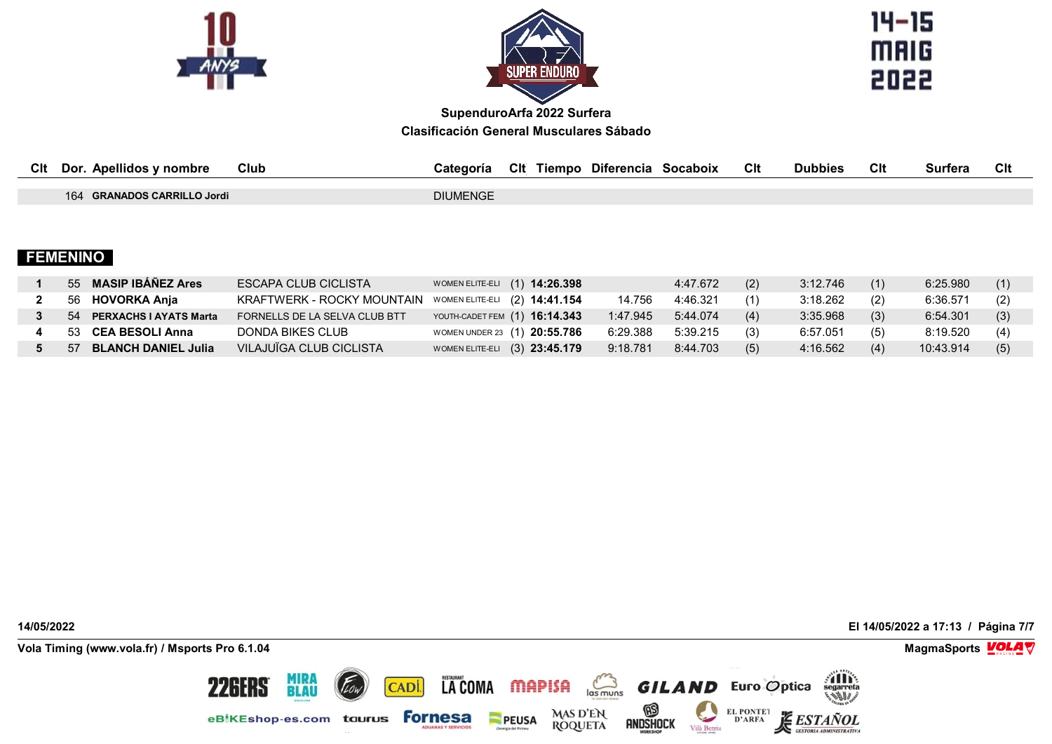# SupenduroArfa 2022 Surfera

## Clasificación General Musculares Sábado

| Clt | Dor. | Apellidos y nombre | Club | Categoría | Clt | Tiempo | Diferencia | Socaboix | Clt | Dubbies | Clt | Surfera | Clt |
|---|---|---|---|---|---|---|---|---|---|---|---|---|---|
| | 164 | **GRANADOS CARRILLO Jordi** | | DIUMENGE | | | | | | | | | |

## FEMENINO

| Clt | Dor. | Apellidos y nombre | Club | Categoría | Clt | Tiempo | Diferencia | Socaboix | Clt | Dubbies | Clt | Surfera | Clt |
|---|---|---|---|---|---|---|---|---|---|---|---|---|---|
| **1** | 55 | **MASIP IBÁÑEZ Ares** | ESCAPA CLUB CICLISTA | WOMEN ELITE-ELI | (1) | **14:26.398** | | 4:47.672 | (2) | 3:12.746 | (1) | 6:25.980 | (1) |
| **2** | 56 | **HOVORKA Anja** | KRAFTWERK - ROCKY MOUNTAIN | WOMEN ELITE-ELI | (2) | **14:41.154** | 14.756 | 4:46.321 | (1) | 3:18.262 | (2) | 6:36.571 | (2) |
| **3** | 54 | **PERXACHS I AYATS Marta** | FORNELLS DE LA SELVA CLUB BTT | YOUTH-CADET FEM | (1) | **16:14.343** | 1:47.945 | 5:44.074 | (4) | 3:35.968 | (3) | 6:54.301 | (3) |
| **4** | 53 | **CEA BESOLI Anna** | DONDA BIKES CLUB | WOMEN UNDER 23 | (1) | **20:55.786** | 6:29.388 | 5:39.215 | (3) | 6:57.051 | (5) | 8:19.520 | (4) |
| **5** | 57 | **BLANCH DANIEL Julia** | VILAJUÏGA CLUB CICLISTA | WOMEN ELITE-ELI | (3) | **23:45.179** | 9:18.781 | 8:44.703 | (5) | 4:16.562 | (4) | 10:43.914 | (5) |

**14/05/2022** **El 14/05/2022 a 17:13**

**Vola Timing (www.vola.fr) / Msports Pro 6.1.04** **MagmaSports**